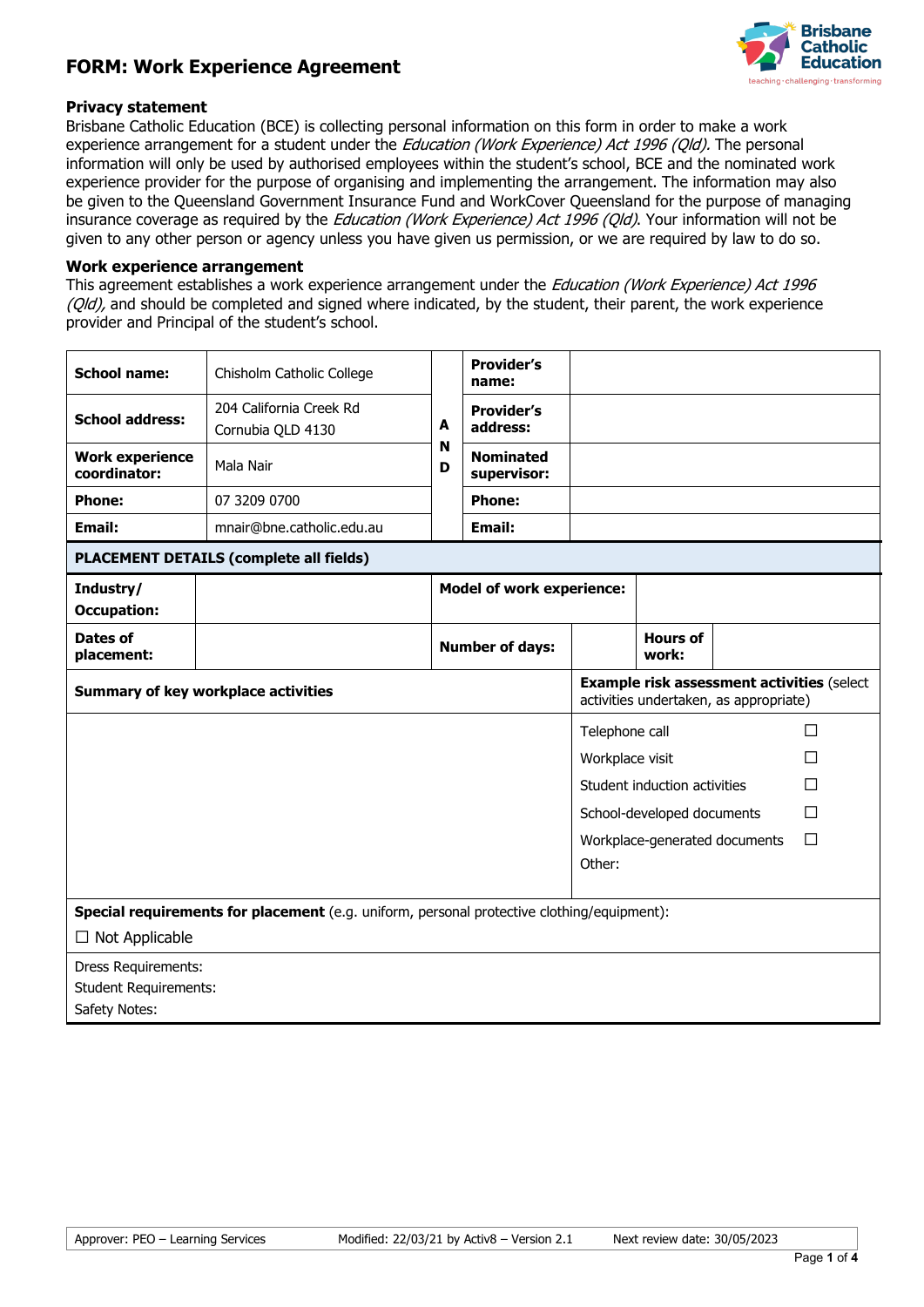# FORM: Work Experience Agreement

### Privacy statement

Brisbane Catholic Education (BCE) is collecting personal information on this form in order to make a work experience arrangement for a student under the *Education (Work Experience) Act 1996 (Qld).* The personal information will only be used by authorised employees within the student's school, BCE and the nominated work experience provider for the purpose of organising and implementing the arrangement. The information may also be given to the Queensland Government Insurance Fund and WorkCover Queensland for the purpose of managing insurance coverage as required by the *Education (Work Experience) Act 1996 (Qld)*. Your information will not be given to any other person or agency unless you have given us permission, or we are required by law to do so.

### Work experience arrangement

This agreement establishes a work experience arrangement under the *Education (Work Experience) Act 1996 (Qld),* and should be completed and signed where indicated, by the student, their parent, the work experience provider and Principal of the student's school.

| | | | | |
|---|---|---|---|---|
| **School name:** | Chisholm Catholic College | **AND** | **Provider's name:** | |
| **School address:** | 204 California Creek Rd Cornubia QLD 4130 | | **Provider's address:** | |
| **Work experience coordinator:** | Mala Nair | | **Nominated supervisor:** | |
| **Phone:** | 07 3209 0700 | | **Phone:** | |
| **Email:** | mnair@bne.catholic.edu.au | | **Email:** | |

**PLACEMENT DETAILS (complete all fields)**

| | | | | | |
|---|---|---|---|---|---|
| **Industry/ Occupation:** | | **Model of work experience:** | | | |
| **Dates of placement:** | | **Number of days:** | | **Hours of work:** | |

| **Summary of key workplace activities** | **Example risk assessment activities** (select activities undertaken, as appropriate) |
|---|---|
| | Telephone call ☐<br>Workplace visit ☐<br>Student induction activities ☐<br>School-developed documents ☐<br>Workplace-generated documents ☐<br>Other: |

**Special requirements for placement** (e.g. uniform, personal protective clothing/equipment):

☐ Not Applicable

Dress Requirements:
Student Requirements:
Safety Notes:

Approver: PEO – Learning Services | Modified: 22/03/21 by Activ8 – Version 2.1 | Next review date: 30/05/2023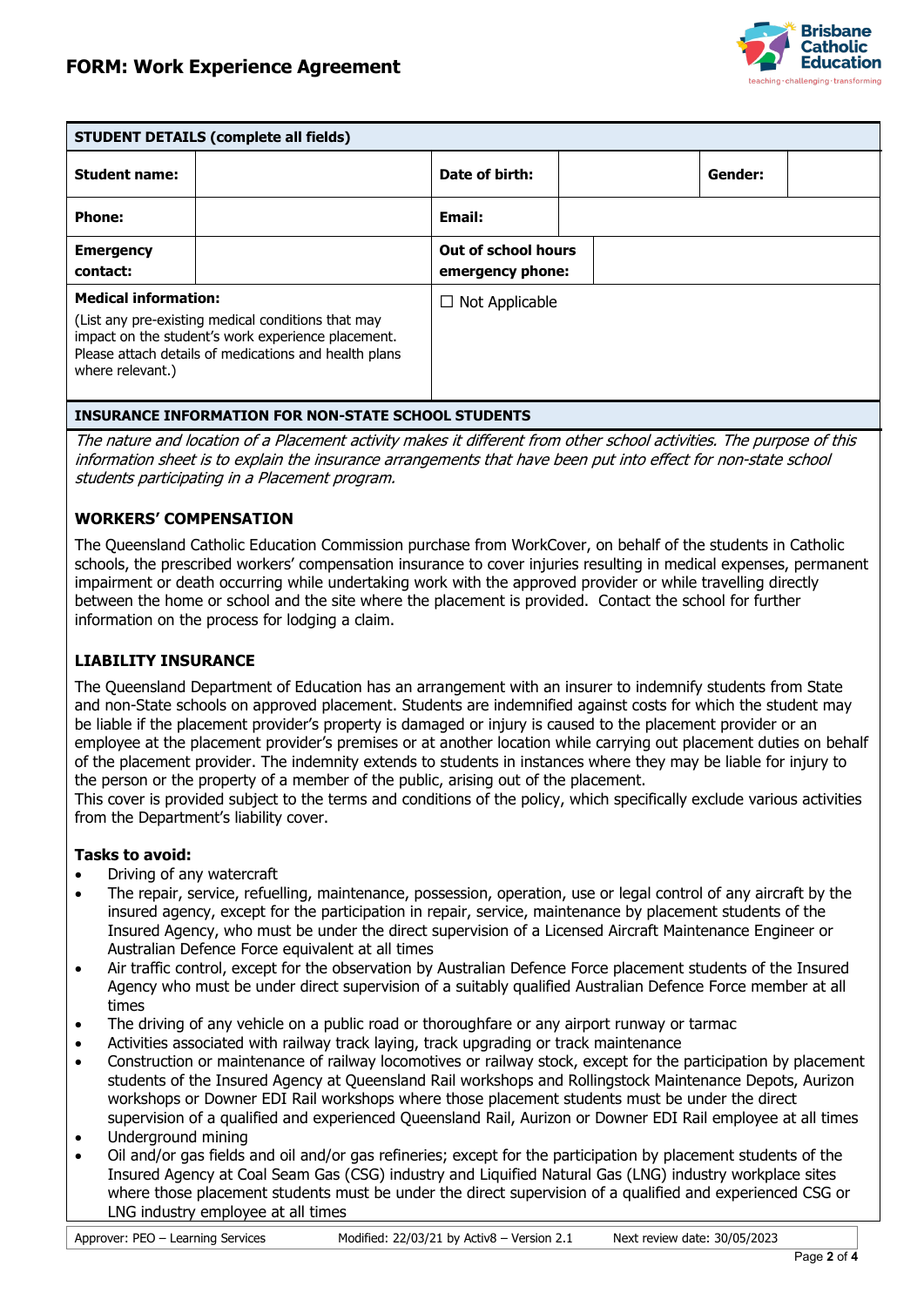# FORM: Work Experience Agreement

| STUDENT DETAILS (complete all fields) | | | | | |
|---|---|---|---|---|---|
| **Student name:** | | **Date of birth:** | | **Gender:** | |
| **Phone:** | | **Email:** | | | |
| **Emergency contact:** | | **Out of school hours emergency phone:** | | | |
| **Medical information:** (List any pre-existing medical conditions that may impact on the student's work experience placement. Please attach details of medications and health plans where relevant.) | | ☐ Not Applicable | | | |

**INSURANCE INFORMATION FOR NON-STATE SCHOOL STUDENTS**

*The nature and location of a Placement activity makes it different from other school activities. The purpose of this information sheet is to explain the insurance arrangements that have been put into effect for non-state school students participating in a Placement program.*

### WORKERS' COMPENSATION

The Queensland Catholic Education Commission purchase from WorkCover, on behalf of the students in Catholic schools, the prescribed workers' compensation insurance to cover injuries resulting in medical expenses, permanent impairment or death occurring while undertaking work with the approved provider or while travelling directly between the home or school and the site where the placement is provided. Contact the school for further information on the process for lodging a claim.

### LIABILITY INSURANCE

The Queensland Department of Education has an arrangement with an insurer to indemnify students from State and non-State schools on approved placement. Students are indemnified against costs for which the student may be liable if the placement provider's property is damaged or injury is caused to the placement provider or an employee at the placement provider's premises or at another location while carrying out placement duties on behalf of the placement provider. The indemnity extends to students in instances where they may be liable for injury to the person or the property of a member of the public, arising out of the placement.
This cover is provided subject to the terms and conditions of the policy, which specifically exclude various activities from the Department's liability cover.

**Tasks to avoid:**

- Driving of any watercraft
- The repair, service, refuelling, maintenance, possession, operation, use or legal control of any aircraft by the insured agency, except for the participation in repair, service, maintenance by placement students of the Insured Agency, who must be under the direct supervision of a Licensed Aircraft Maintenance Engineer or Australian Defence Force equivalent at all times
- Air traffic control, except for the observation by Australian Defence Force placement students of the Insured Agency who must be under direct supervision of a suitably qualified Australian Defence Force member at all times
- The driving of any vehicle on a public road or thoroughfare or any airport runway or tarmac
- Activities associated with railway track laying, track upgrading or track maintenance
- Construction or maintenance of railway locomotives or railway stock, except for the participation by placement students of the Insured Agency at Queensland Rail workshops and Rollingstock Maintenance Depots, Aurizon workshops or Downer EDI Rail workshops where those placement students must be under the direct supervision of a qualified and experienced Queensland Rail, Aurizon or Downer EDI Rail employee at all times
- Underground mining
- Oil and/or gas fields and oil and/or gas refineries; except for the participation by placement students of the Insured Agency at Coal Seam Gas (CSG) industry and Liquified Natural Gas (LNG) industry workplace sites where those placement students must be under the direct supervision of a qualified and experienced CSG or LNG industry employee at all times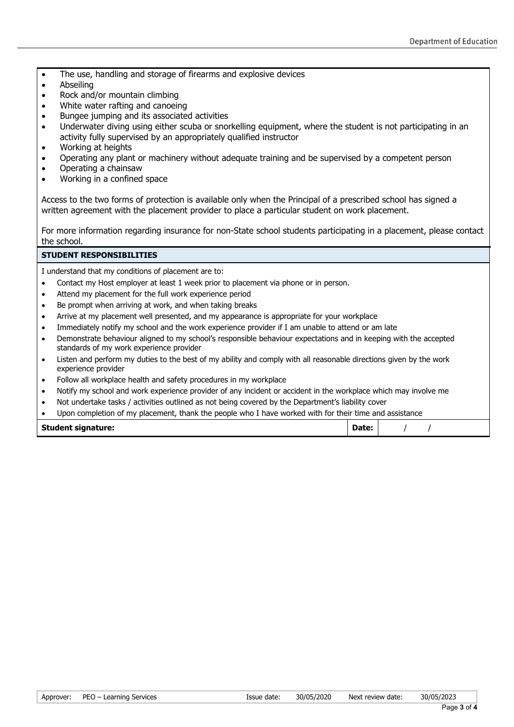- The use, handling and storage of firearms and explosive devices
- Abseiling
- Rock and/or mountain climbing
- White water rafting and canoeing
- Bungee jumping and its associated activities
- Underwater diving using either scuba or snorkelling equipment, where the student is not participating in an activity fully supervised by an appropriately qualified instructor
- Working at heights
- Operating any plant or machinery without adequate training and be supervised by a competent person
- Operating a chainsaw
- Working in a confined space

Access to the two forms of protection is available only when the Principal of a prescribed school has signed a written agreement with the placement provider to place a particular student on work placement.

For more information regarding insurance for non-State school students participating in a placement, please contact the school.

**STUDENT RESPONSIBILITIES**

I understand that my conditions of placement are to:

- Contact my Host employer at least 1 week prior to placement via phone or in person.
- Attend my placement for the full work experience period
- Be prompt when arriving at work, and when taking breaks
- Arrive at my placement well presented, and my appearance is appropriate for your workplace
- Immediately notify my school and the work experience provider if I am unable to attend or am late
- Demonstrate behaviour aligned to my school's responsible behaviour expectations and in keeping with the accepted standards of my work experience provider
- Listen and perform my duties to the best of my ability and comply with all reasonable directions given by the work experience provider
- Follow all workplace health and safety procedures in my workplace
- Notify my school and work experience provider of any incident or accident in the workplace which may involve me
- Not undertake tasks / activities outlined as not being covered by the Department's liability cover
- Upon completion of my placement, thank the people who I have worked with for their time and assistance

| **Student signature:** | **Date:** | / / |
|---|---|---|

| Approver: | PEO – Learning Services | Issue date: | 30/05/2020 | Next review date: | 30/05/2023 |
|---|---|---|---|---|---|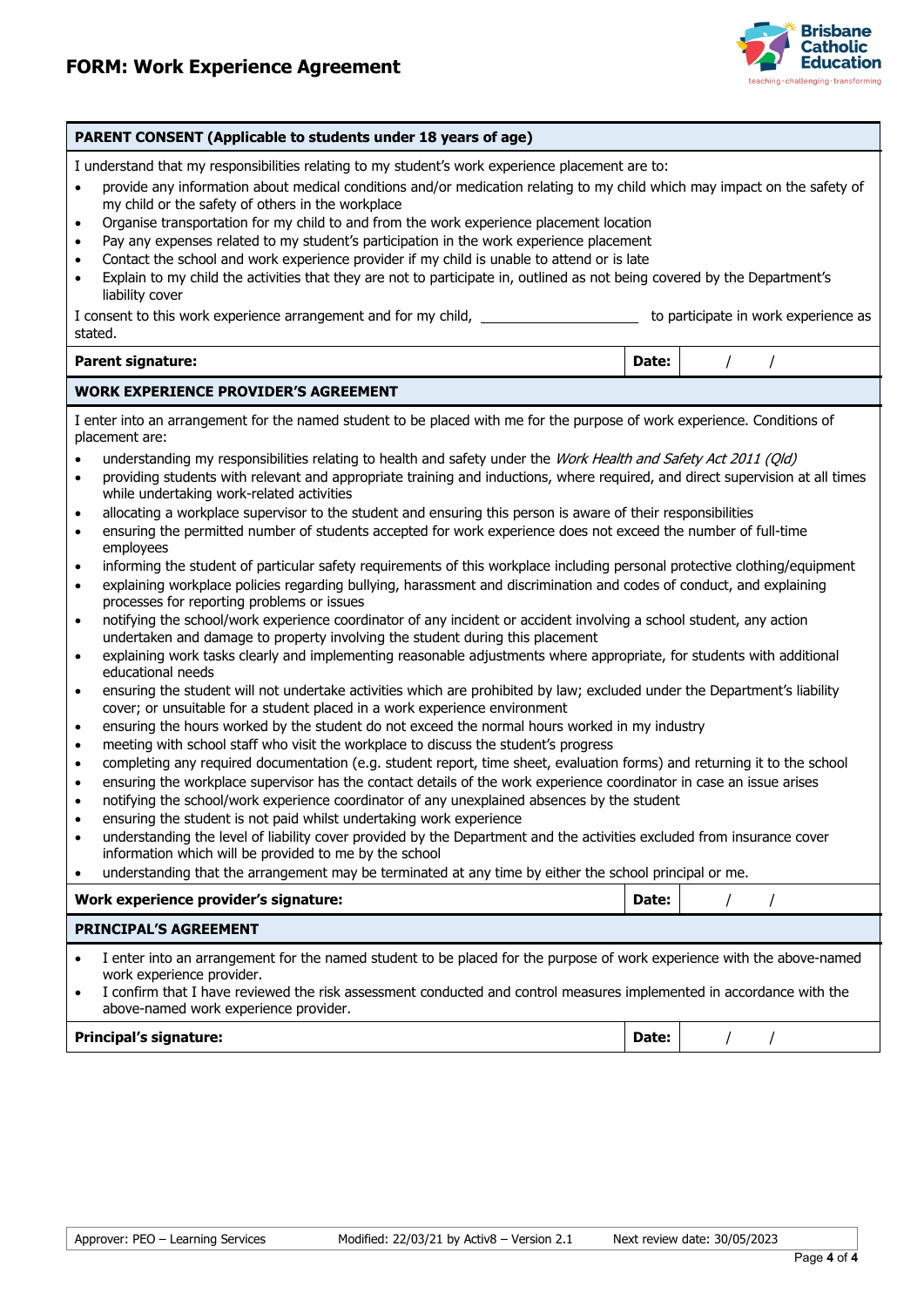# FORM: Work Experience Agreement

| PARENT CONSENT (Applicable to students under 18 years of age) | | |
|---|---|---|

I understand that my responsibilities relating to my student's work experience placement are to:

- provide any information about medical conditions and/or medication relating to my child which may impact on the safety of my child or the safety of others in the workplace
- Organise transportation for my child to and from the work experience placement location
- Pay any expenses related to my student's participation in the work experience placement
- Contact the school and work experience provider if my child is unable to attend or is late
- Explain to my child the activities that they are not to participate in, outlined as not being covered by the Department's liability cover

I consent to this work experience arrangement and for my child, ____________________ to participate in work experience as stated.

| **Parent signature:** | **Date:** | / / |
|---|---|---|

| WORK EXPERIENCE PROVIDER'S AGREEMENT | | |
|---|---|---|

I enter into an arrangement for the named student to be placed with me for the purpose of work experience. Conditions of placement are:

- understanding my responsibilities relating to health and safety under the *Work Health and Safety Act 2011 (Qld)*
- providing students with relevant and appropriate training and inductions, where required, and direct supervision at all times while undertaking work-related activities
- allocating a workplace supervisor to the student and ensuring this person is aware of their responsibilities
- ensuring the permitted number of students accepted for work experience does not exceed the number of full-time employees
- informing the student of particular safety requirements of this workplace including personal protective clothing/equipment
- explaining workplace policies regarding bullying, harassment and discrimination and codes of conduct, and explaining processes for reporting problems or issues
- notifying the school/work experience coordinator of any incident or accident involving a school student, any action undertaken and damage to property involving the student during this placement
- explaining work tasks clearly and implementing reasonable adjustments where appropriate, for students with additional educational needs
- ensuring the student will not undertake activities which are prohibited by law; excluded under the Department's liability cover; or unsuitable for a student placed in a work experience environment
- ensuring the hours worked by the student do not exceed the normal hours worked in my industry
- meeting with school staff who visit the workplace to discuss the student's progress
- completing any required documentation (e.g. student report, time sheet, evaluation forms) and returning it to the school
- ensuring the workplace supervisor has the contact details of the work experience coordinator in case an issue arises
- notifying the school/work experience coordinator of any unexplained absences by the student
- ensuring the student is not paid whilst undertaking work experience
- understanding the level of liability cover provided by the Department and the activities excluded from insurance cover information which will be provided to me by the school
- understanding that the arrangement may be terminated at any time by either the school principal or me.

| **Work experience provider's signature:** | **Date:** | / / |
|---|---|---|

| PRINCIPAL'S AGREEMENT | | |
|---|---|---|

- I enter into an arrangement for the named student to be placed for the purpose of work experience with the above-named work experience provider.
- I confirm that I have reviewed the risk assessment conducted and control measures implemented in accordance with the above-named work experience provider.

| **Principal's signature:** | **Date:** | / / |
|---|---|---|

Approver: PEO – Learning Services | Modified: 22/03/21 by Activ8 – Version 2.1 | Next review date: 30/05/2023